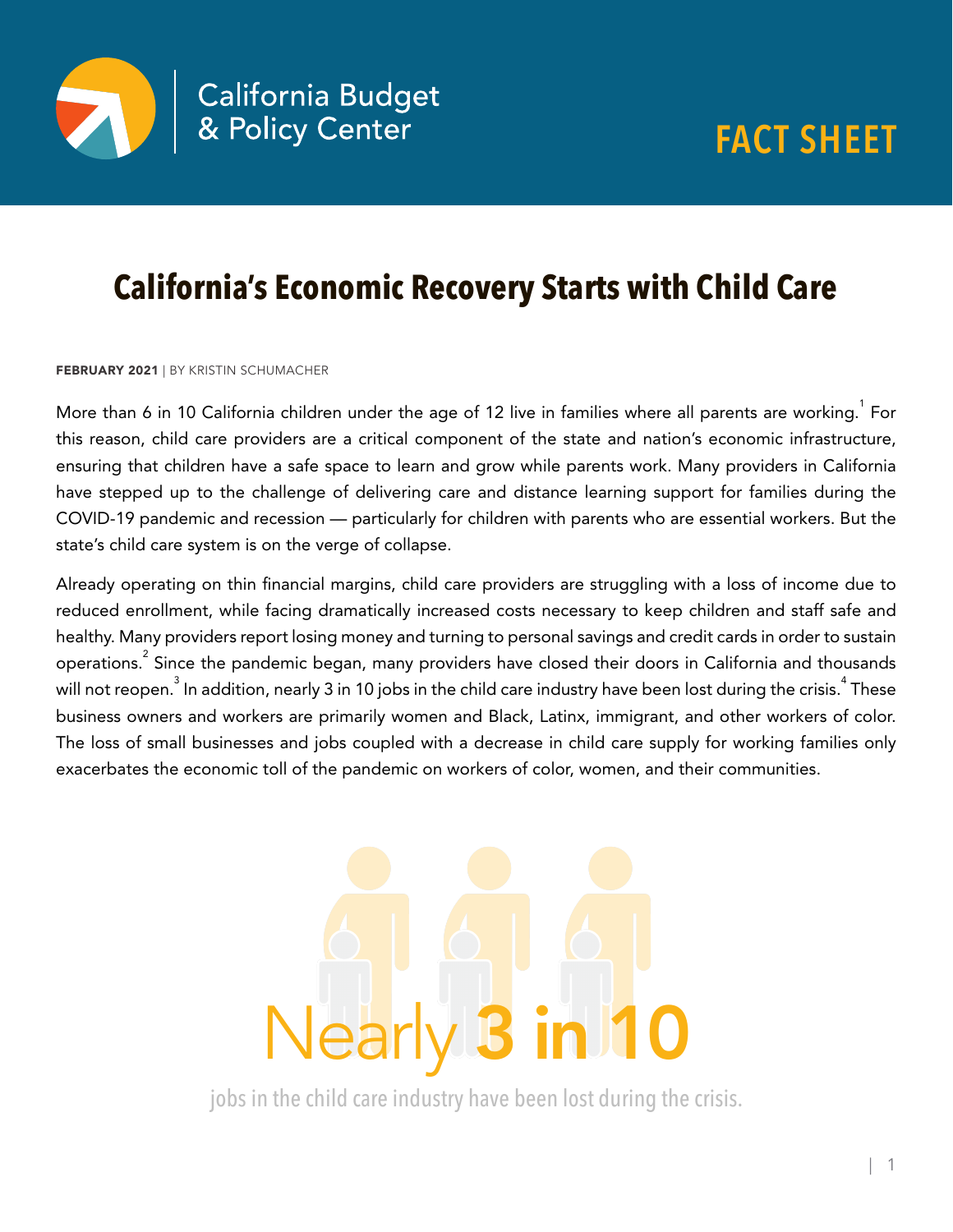California Budget & Policy Center

FACT SHEET

# California's Economic Recovery Starts with Child Care

**FEBRUARY 2021** | BY KRISTIN SCHUMACHER

More than 6 in 10 California children under the age of 12 live in families where all parents are working.[1] For this reason, child care providers are a critical component of the state and nation's economic infrastructure, ensuring that children have a safe space to learn and grow while parents work. Many providers in California have stepped up to the challenge of delivering care and distance learning support for families during the COVID-19 pandemic and recession — particularly for children with parents who are essential workers. But the state's child care system is on the verge of collapse.

Already operating on thin financial margins, child care providers are struggling with a loss of income due to reduced enrollment, while facing dramatically increased costs necessary to keep children and staff safe and healthy. Many providers report losing money and turning to personal savings and credit cards in order to sustain operations.[2] Since the pandemic began, many providers have closed their doors in California and thousands will not reopen.[3] In addition, nearly 3 in 10 jobs in the child care industry have been lost during the crisis.[4] These business owners and workers are primarily women and Black, Latinx, immigrant, and other workers of color. The loss of small businesses and jobs coupled with a decrease in child care supply for working families only exacerbates the economic toll of the pandemic on workers of color, women, and their communities.

Nearly **3 in 10**

jobs in the child care industry have been lost during the crisis.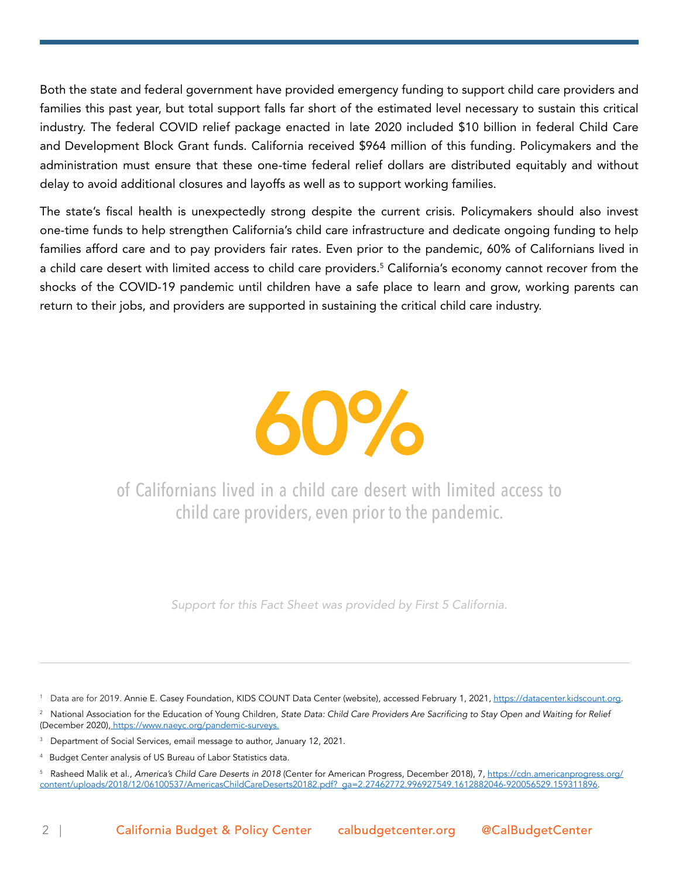Both the state and federal government have provided emergency funding to support child care providers and families this past year, but total support falls far short of the estimated level necessary to sustain this critical industry. The federal COVID relief package enacted in late 2020 included $10 billion in federal Child Care and Development Block Grant funds. California received $964 million of this funding. Policymakers and the administration must ensure that these one-time federal relief dollars are distributed equitably and without delay to avoid additional closures and layoffs as well as to support working families.

The state's fiscal health is unexpectedly strong despite the current crisis. Policymakers should also invest one-time funds to help strengthen California's child care infrastructure and dedicate ongoing funding to help families afford care and to pay providers fair rates. Even prior to the pandemic, 60% of Californians lived in a child care desert with limited access to child care providers.[5] California's economy cannot recover from the shocks of the COVID-19 pandemic until children have a safe place to learn and grow, working parents can return to their jobs, and providers are supported in sustaining the critical child care industry.

**60%**

of Californians lived in a child care desert with limited access to child care providers, even prior to the pandemic.

*Support for this Fact Sheet was provided by First 5 California.*

---

[1] Data are for 2019. Annie E. Casey Foundation, KIDS COUNT Data Center (website), accessed February 1, 2021, https://datacenter.kidscount.org.

[2] National Association for the Education of Young Children, *State Data: Child Care Providers Are Sacrificing to Stay Open and Waiting for Relief* (December 2020), https://www.naeyc.org/pandemic-surveys.

[3] Department of Social Services, email message to author, January 12, 2021.

[4] Budget Center analysis of US Bureau of Labor Statistics data.

[5] Rasheed Malik et al., *America's Child Care Deserts in 2018* (Center for American Progress, December 2018), 7, https://cdn.americanprogress.org/content/uploads/2018/12/06100537/AmericasChildCareDeserts20182.pdf?_ga=2.27462772.996927549.1612882046-920056529.159311896.